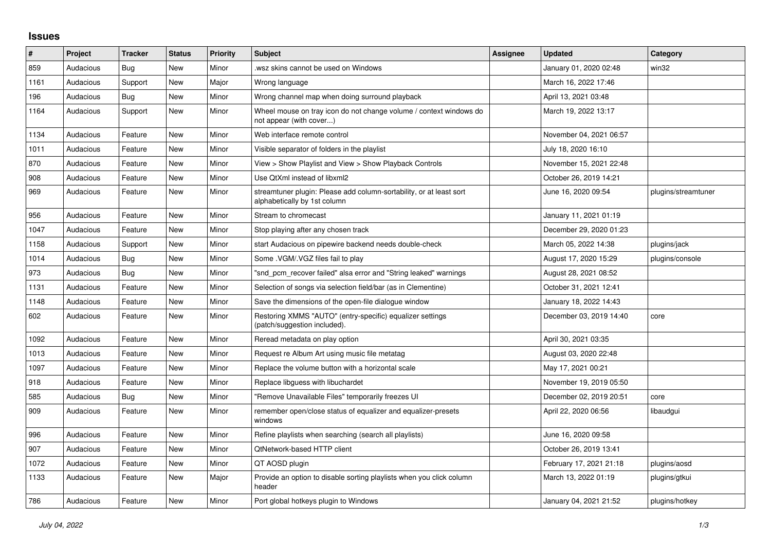# Issues

| # | Project | Tracker | Status | Priority | Subject | Assignee | Updated | Category |
|---|---|---|---|---|---|---|---|---|
| 859 | Audacious | Bug | New | Minor | .wsz skins cannot be used on Windows | | January 01, 2020 02:48 | win32 |
| 1161 | Audacious | Support | New | Major | Wrong language | | March 16, 2022 17:46 | |
| 196 | Audacious | Bug | New | Minor | Wrong channel map when doing surround playback | | April 13, 2021 03:48 | |
| 1164 | Audacious | Support | New | Minor | Wheel mouse on tray icon do not change volume / context windows do not appear (with cover...) | | March 19, 2022 13:17 | |
| 1134 | Audacious | Feature | New | Minor | Web interface remote control | | November 04, 2021 06:57 | |
| 1011 | Audacious | Feature | New | Minor | Visible separator of folders in the playlist | | July 18, 2020 16:10 | |
| 870 | Audacious | Feature | New | Minor | View > Show Playlist and View > Show Playback Controls | | November 15, 2021 22:48 | |
| 908 | Audacious | Feature | New | Minor | Use QtXml instead of libxml2 | | October 26, 2019 14:21 | |
| 969 | Audacious | Feature | New | Minor | streamtuner plugin: Please add column-sortability, or at least sort alphabetically by 1st column | | June 16, 2020 09:54 | plugins/streamtuner |
| 956 | Audacious | Feature | New | Minor | Stream to chromecast | | January 11, 2021 01:19 | |
| 1047 | Audacious | Feature | New | Minor | Stop playing after any chosen track | | December 29, 2020 01:23 | |
| 1158 | Audacious | Support | New | Minor | start Audacious on pipewire backend needs double-check | | March 05, 2022 14:38 | plugins/jack |
| 1014 | Audacious | Bug | New | Minor | Some .VGM/.VGZ files fail to play | | August 17, 2020 15:29 | plugins/console |
| 973 | Audacious | Bug | New | Minor | "snd_pcm_recover failed" alsa error and "String leaked" warnings | | August 28, 2021 08:52 | |
| 1131 | Audacious | Feature | New | Minor | Selection of songs via selection field/bar (as in Clementine) | | October 31, 2021 12:41 | |
| 1148 | Audacious | Feature | New | Minor | Save the dimensions of the open-file dialogue window | | January 18, 2022 14:43 | |
| 602 | Audacious | Feature | New | Minor | Restoring XMMS "AUTO" (entry-specific) equalizer settings (patch/suggestion included). | | December 03, 2019 14:40 | core |
| 1092 | Audacious | Feature | New | Minor | Reread metadata on play option | | April 30, 2021 03:35 | |
| 1013 | Audacious | Feature | New | Minor | Request re Album Art using music file metatag | | August 03, 2020 22:48 | |
| 1097 | Audacious | Feature | New | Minor | Replace the volume button with a horizontal scale | | May 17, 2021 00:21 | |
| 918 | Audacious | Feature | New | Minor | Replace libguess with libuchardet | | November 19, 2019 05:50 | |
| 585 | Audacious | Bug | New | Minor | "Remove Unavailable Files" temporarily freezes UI | | December 02, 2019 20:51 | core |
| 909 | Audacious | Feature | New | Minor | remember open/close status of equalizer and equalizer-presets windows | | April 22, 2020 06:56 | libaudgui |
| 996 | Audacious | Feature | New | Minor | Refine playlists when searching (search all playlists) | | June 16, 2020 09:58 | |
| 907 | Audacious | Feature | New | Minor | QtNetwork-based HTTP client | | October 26, 2019 13:41 | |
| 1072 | Audacious | Feature | New | Minor | QT AOSD plugin | | February 17, 2021 21:18 | plugins/aosd |
| 1133 | Audacious | Feature | New | Major | Provide an option to disable sorting playlists when you click column header | | March 13, 2022 01:19 | plugins/gtkui |
| 786 | Audacious | Feature | New | Minor | Port global hotkeys plugin to Windows | | January 04, 2021 21:52 | plugins/hotkey |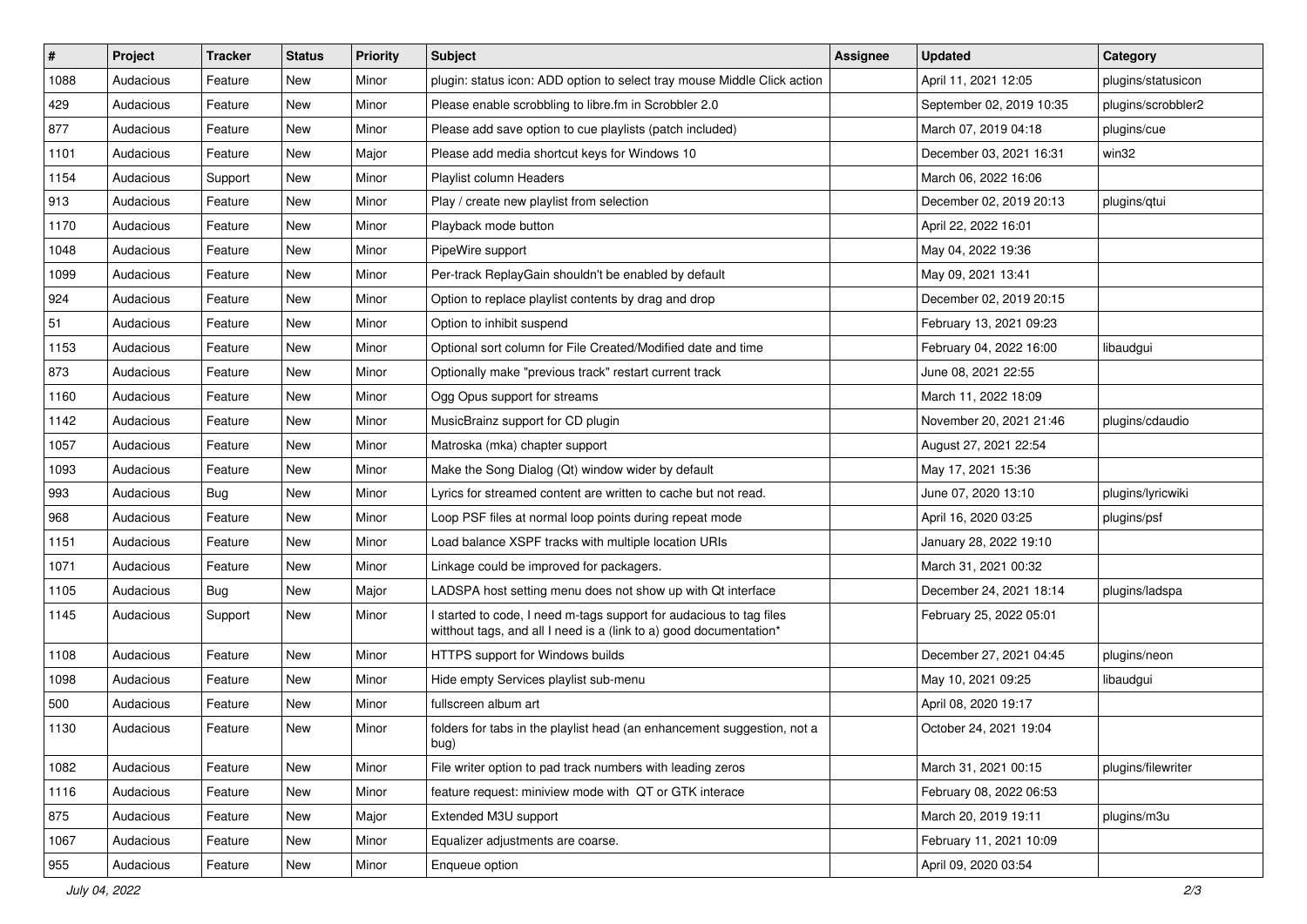| # | Project | Tracker | Status | Priority | Subject | Assignee | Updated | Category |
|---|---|---|---|---|---|---|---|---|
| 1088 | Audacious | Feature | New | Minor | plugin: status icon: ADD option to select tray mouse Middle Click action | | April 11, 2021 12:05 | plugins/statusicon |
| 429 | Audacious | Feature | New | Minor | Please enable scrobbling to libre.fm in Scrobbler 2.0 | | September 02, 2019 10:35 | plugins/scrobbler2 |
| 877 | Audacious | Feature | New | Minor | Please add save option to cue playlists (patch included) | | March 07, 2019 04:18 | plugins/cue |
| 1101 | Audacious | Feature | New | Major | Please add media shortcut keys for Windows 10 | | December 03, 2021 16:31 | win32 |
| 1154 | Audacious | Support | New | Minor | Playlist column Headers | | March 06, 2022 16:06 | |
| 913 | Audacious | Feature | New | Minor | Play / create new playlist from selection | | December 02, 2019 20:13 | plugins/qtui |
| 1170 | Audacious | Feature | New | Minor | Playback mode button | | April 22, 2022 16:01 | |
| 1048 | Audacious | Feature | New | Minor | PipeWire support | | May 04, 2022 19:36 | |
| 1099 | Audacious | Feature | New | Minor | Per-track ReplayGain shouldn't be enabled by default | | May 09, 2021 13:41 | |
| 924 | Audacious | Feature | New | Minor | Option to replace playlist contents by drag and drop | | December 02, 2019 20:15 | |
| 51 | Audacious | Feature | New | Minor | Option to inhibit suspend | | February 13, 2021 09:23 | |
| 1153 | Audacious | Feature | New | Minor | Optional sort column for File Created/Modified date and time | | February 04, 2022 16:00 | libaudgui |
| 873 | Audacious | Feature | New | Minor | Optionally make "previous track" restart current track | | June 08, 2021 22:55 | |
| 1160 | Audacious | Feature | New | Minor | Ogg Opus support for streams | | March 11, 2022 18:09 | |
| 1142 | Audacious | Feature | New | Minor | MusicBrainz support for CD plugin | | November 20, 2021 21:46 | plugins/cdaudio |
| 1057 | Audacious | Feature | New | Minor | Matroska (mka) chapter support | | August 27, 2021 22:54 | |
| 1093 | Audacious | Feature | New | Minor | Make the Song Dialog (Qt) window wider by default | | May 17, 2021 15:36 | |
| 993 | Audacious | Bug | New | Minor | Lyrics for streamed content are written to cache but not read. | | June 07, 2020 13:10 | plugins/lyricwiki |
| 968 | Audacious | Feature | New | Minor | Loop PSF files at normal loop points during repeat mode | | April 16, 2020 03:25 | plugins/psf |
| 1151 | Audacious | Feature | New | Minor | Load balance XSPF tracks with multiple location URIs | | January 28, 2022 19:10 | |
| 1071 | Audacious | Feature | New | Minor | Linkage could be improved for packagers. | | March 31, 2021 00:32 | |
| 1105 | Audacious | Bug | New | Major | LADSPA host setting menu does not show up with Qt interface | | December 24, 2021 18:14 | plugins/ladspa |
| 1145 | Audacious | Support | New | Minor | I started to code, I need m-tags support for audacious to tag files witthout tags, and all I need is a (link to a) good documentation* | | February 25, 2022 05:01 | |
| 1108 | Audacious | Feature | New | Minor | HTTPS support for Windows builds | | December 27, 2021 04:45 | plugins/neon |
| 1098 | Audacious | Feature | New | Minor | Hide empty Services playlist sub-menu | | May 10, 2021 09:25 | libaudgui |
| 500 | Audacious | Feature | New | Minor | fullscreen album art | | April 08, 2020 19:17 | |
| 1130 | Audacious | Feature | New | Minor | folders for tabs in the playlist head (an enhancement suggestion, not a bug) | | October 24, 2021 19:04 | |
| 1082 | Audacious | Feature | New | Minor | File writer option to pad track numbers with leading zeros | | March 31, 2021 00:15 | plugins/filewriter |
| 1116 | Audacious | Feature | New | Minor | feature request: miniview mode with QT or GTK interace | | February 08, 2022 06:53 | |
| 875 | Audacious | Feature | New | Major | Extended M3U support | | March 20, 2019 19:11 | plugins/m3u |
| 1067 | Audacious | Feature | New | Minor | Equalizer adjustments are coarse. | | February 11, 2021 10:09 | |
| 955 | Audacious | Feature | New | Minor | Enqueue option | | April 09, 2020 03:54 | |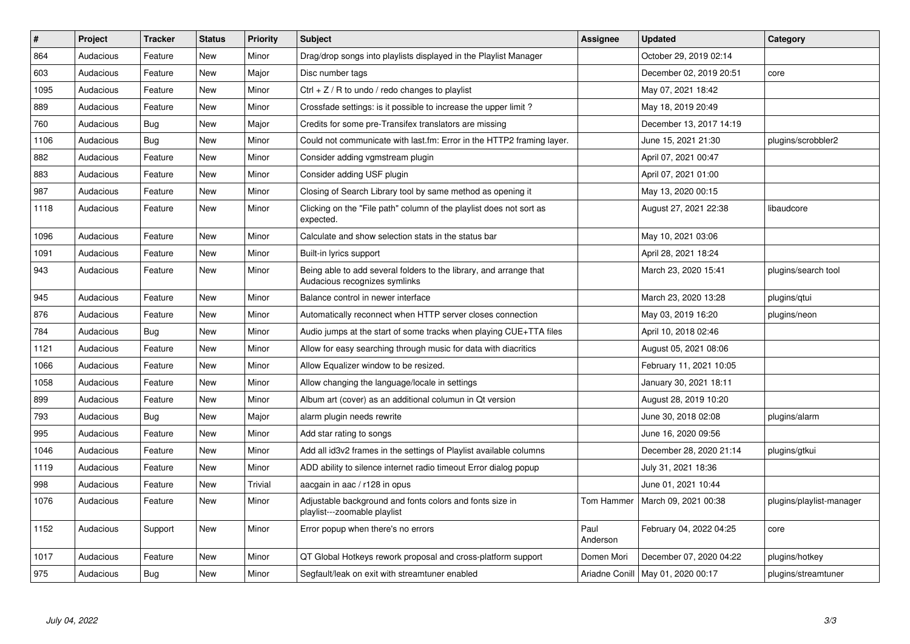| # | Project | Tracker | Status | Priority | Subject | Assignee | Updated | Category |
|---|---|---|---|---|---|---|---|---|
| 864 | Audacious | Feature | New | Minor | Drag/drop songs into playlists displayed in the Playlist Manager | | October 29, 2019 02:14 | |
| 603 | Audacious | Feature | New | Major | Disc number tags | | December 02, 2019 20:51 | core |
| 1095 | Audacious | Feature | New | Minor | Ctrl + Z / R to undo / redo changes to playlist | | May 07, 2021 18:42 | |
| 889 | Audacious | Feature | New | Minor | Crossfade settings: is it possible to increase the upper limit ? | | May 18, 2019 20:49 | |
| 760 | Audacious | Bug | New | Major | Credits for some pre-Transifex translators are missing | | December 13, 2017 14:19 | |
| 1106 | Audacious | Bug | New | Minor | Could not communicate with last.fm: Error in the HTTP2 framing layer. | | June 15, 2021 21:30 | plugins/scrobbler2 |
| 882 | Audacious | Feature | New | Minor | Consider adding vgmstream plugin | | April 07, 2021 00:47 | |
| 883 | Audacious | Feature | New | Minor | Consider adding USF plugin | | April 07, 2021 01:00 | |
| 987 | Audacious | Feature | New | Minor | Closing of Search Library tool by same method as opening it | | May 13, 2020 00:15 | |
| 1118 | Audacious | Feature | New | Minor | Clicking on the "File path" column of the playlist does not sort as expected. | | August 27, 2021 22:38 | libaudcore |
| 1096 | Audacious | Feature | New | Minor | Calculate and show selection stats in the status bar | | May 10, 2021 03:06 | |
| 1091 | Audacious | Feature | New | Minor | Built-in lyrics support | | April 28, 2021 18:24 | |
| 943 | Audacious | Feature | New | Minor | Being able to add several folders to the library, and arrange that Audacious recognizes symlinks | | March 23, 2020 15:41 | plugins/search tool |
| 945 | Audacious | Feature | New | Minor | Balance control in newer interface | | March 23, 2020 13:28 | plugins/qtui |
| 876 | Audacious | Feature | New | Minor | Automatically reconnect when HTTP server closes connection | | May 03, 2019 16:20 | plugins/neon |
| 784 | Audacious | Bug | New | Minor | Audio jumps at the start of some tracks when playing CUE+TTA files | | April 10, 2018 02:46 | |
| 1121 | Audacious | Feature | New | Minor | Allow for easy searching through music for data with diacritics | | August 05, 2021 08:06 | |
| 1066 | Audacious | Feature | New | Minor | Allow Equalizer window to be resized. | | February 11, 2021 10:05 | |
| 1058 | Audacious | Feature | New | Minor | Allow changing the language/locale in settings | | January 30, 2021 18:11 | |
| 899 | Audacious | Feature | New | Minor | Album art (cover) as an additional columun in Qt version | | August 28, 2019 10:20 | |
| 793 | Audacious | Bug | New | Major | alarm plugin needs rewrite | | June 30, 2018 02:08 | plugins/alarm |
| 995 | Audacious | Feature | New | Minor | Add star rating to songs | | June 16, 2020 09:56 | |
| 1046 | Audacious | Feature | New | Minor | Add all id3v2 frames in the settings of Playlist available columns | | December 28, 2020 21:14 | plugins/gtkui |
| 1119 | Audacious | Feature | New | Minor | ADD ability to silence internet radio timeout Error dialog popup | | July 31, 2021 18:36 | |
| 998 | Audacious | Feature | New | Trivial | aacgain in aac / r128 in opus | | June 01, 2021 10:44 | |
| 1076 | Audacious | Feature | New | Minor | Adjustable background and fonts colors and fonts size in playlist---zoomable playlist | Tom Hammer | March 09, 2021 00:38 | plugins/playlist-manager |
| 1152 | Audacious | Support | New | Minor | Error popup when there's no errors | Paul Anderson | February 04, 2022 04:25 | core |
| 1017 | Audacious | Feature | New | Minor | QT Global Hotkeys rework proposal and cross-platform support | Domen Mori | December 07, 2020 04:22 | plugins/hotkey |
| 975 | Audacious | Bug | New | Minor | Segfault/leak on exit with streamtuner enabled | Ariadne Conill | May 01, 2020 00:17 | plugins/streamtuner |

*July 04, 2022*